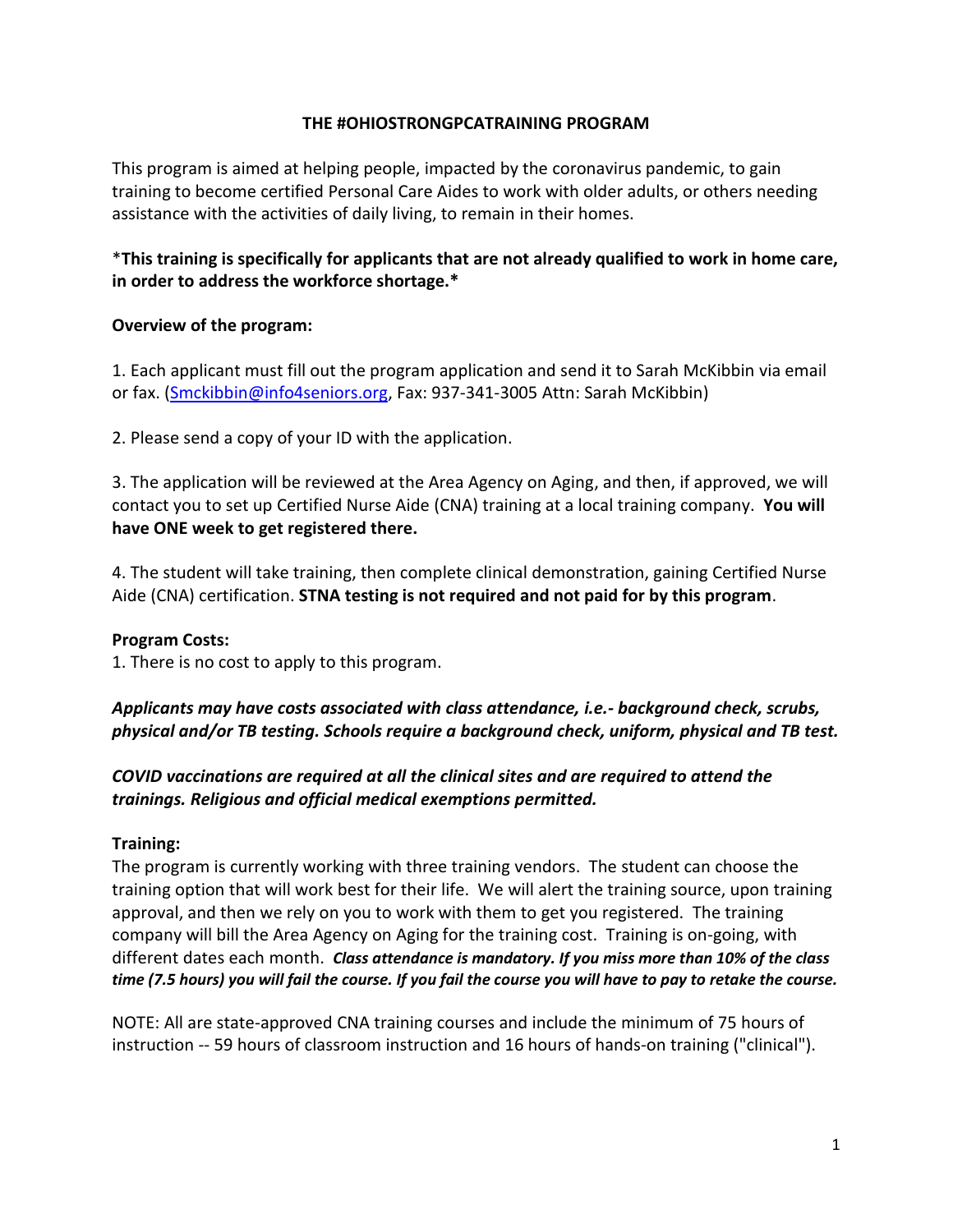# THE #OHIOSTRONGPCATRAINING PROGRAM

This program is aimed at helping people, impacted by the coronavirus pandemic, to gain training to become certified Personal Care Aides to work with older adults, or others needing assistance with the activities of daily living, to remain in their homes.

\***This training is specifically for applicants that are not already qualified to work in home care, in order to address the workforce shortage.**\*

**Overview of the program:**

1. Each applicant must fill out the program application and send it to Sarah McKibbin via email or fax. ([Smckibbin@info4seniors.org](mailto:Smckibbin@info4seniors.org), Fax: 937-341-3005 Attn: Sarah McKibbin)

2. Please send a copy of your ID with the application.

3. The application will be reviewed at the Area Agency on Aging, and then, if approved, we will contact you to set up Certified Nurse Aide (CNA) training at a local training company. **You will have ONE week to get registered there.**

4. The student will take training, then complete clinical demonstration, gaining Certified Nurse Aide (CNA) certification. **STNA testing is not required and not paid for by this program**.

**Program Costs:**
1. There is no cost to apply to this program.

***Applicants may have costs associated with class attendance, i.e.- background check, scrubs, physical and/or TB testing. Schools require a background check, uniform, physical and TB test.***

***COVID vaccinations are required at all the clinical sites and are required to attend the trainings. Religious and official medical exemptions permitted.***

**Training:**
The program is currently working with three training vendors. The student can choose the training option that will work best for their life. We will alert the training source, upon training approval, and then we rely on you to work with them to get you registered. The training company will bill the Area Agency on Aging for the training cost. Training is on-going, with different dates each month. ***Class attendance is mandatory. If you miss more than 10% of the class time (7.5 hours) you will fail the course. If you fail the course you will have to pay to retake the course.***

NOTE: All are state-approved CNA training courses and include the minimum of 75 hours of instruction -- 59 hours of classroom instruction and 16 hours of hands-on training ("clinical").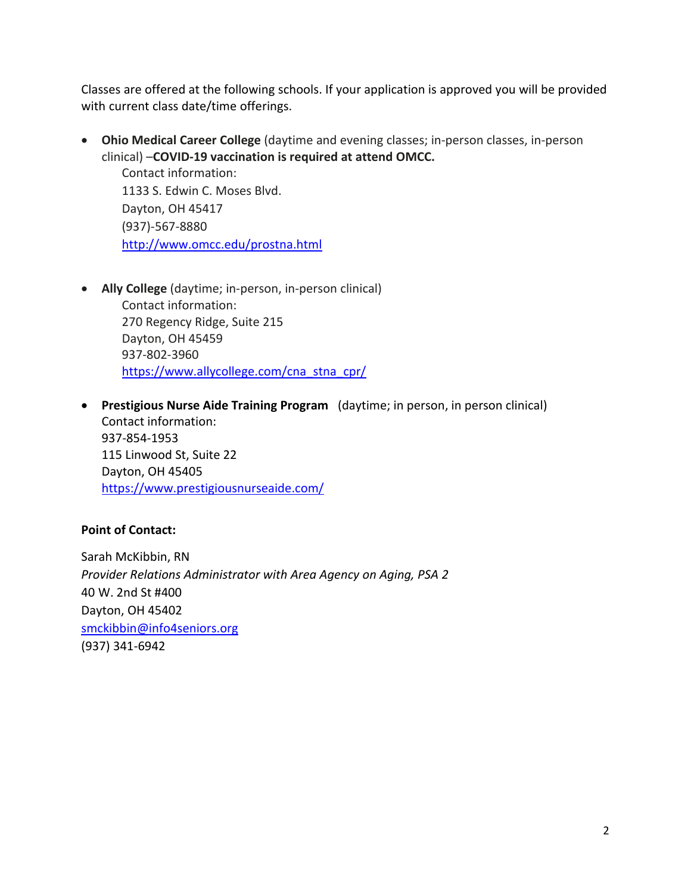Classes are offered at the following schools. If your application is approved you will be provided with current class date/time offerings.

- **Ohio Medical Career College** (daytime and evening classes; in-person classes, in-person clinical) –**COVID-19 vaccination is required at attend OMCC.**
  Contact information:
  1133 S. Edwin C. Moses Blvd.
  Dayton, OH 45417
  (937)-567-8880
  http://www.omcc.edu/prostna.html

- **Ally College** (daytime; in-person, in-person clinical)
  Contact information:
  270 Regency Ridge, Suite 215
  Dayton, OH 45459
  937-802-3960
  https://www.allycollege.com/cna_stna_cpr/

- **Prestigious Nurse Aide Training Program** (daytime; in person, in person clinical)
  Contact information:
  937-854-1953
  115 Linwood St, Suite 22
  Dayton, OH 45405
  https://www.prestigiousnurseaide.com/

**Point of Contact:**

Sarah McKibbin, RN
*Provider Relations Administrator with Area Agency on Aging, PSA 2*
40 W. 2nd St #400
Dayton, OH 45402
smckibbin@info4seniors.org
(937) 341-6942